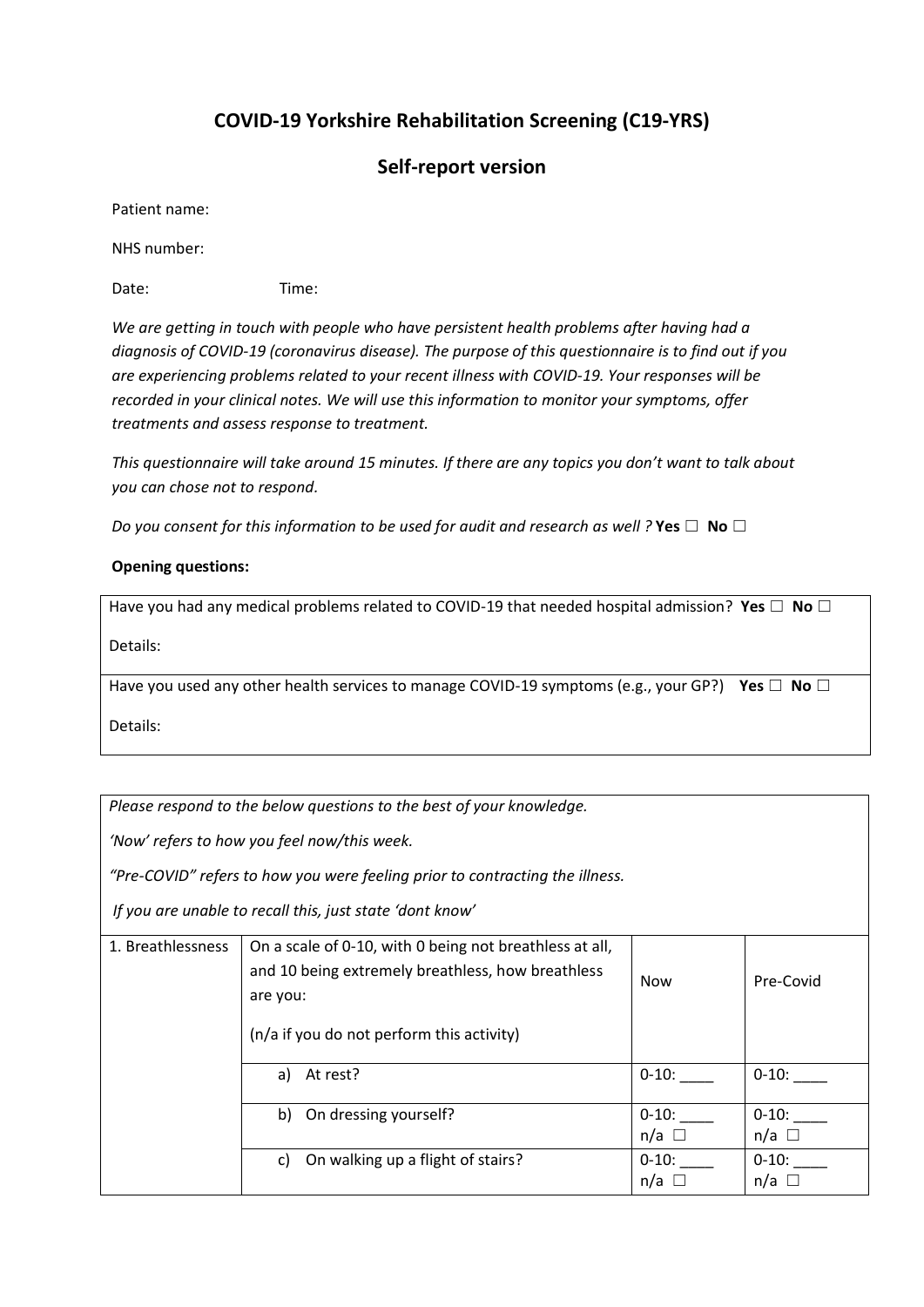# COVID-19 Yorkshire Rehabilitation Screening (C19-YRS)

## Self-report version

Patient name:

NHS number:

Date: Time:

*We are getting in touch with people who have persistent health problems after having had a diagnosis of COVID-19 (coronavirus disease). The purpose of this questionnaire is to find out if you are experiencing problems related to your recent illness with COVID-19. Your responses will be recorded in your clinical notes. We will use this information to monitor your symptoms, offer treatments and assess response to treatment.*

*This questionnaire will take around 15 minutes. If there are any topics you don't want to talk about you can chose not to respond.*

*Do you consent for this information to be used for audit and research as well ?* **Yes** ☐ **No** ☐

**Opening questions:**

| |
|---|
| Have you had any medical problems related to COVID-19 that needed hospital admission? **Yes** ☐ **No** ☐<br><br>Details: |
| Have you used any other health services to manage COVID-19 symptoms (e.g., your GP?) **Yes** ☐ **No** ☐<br><br>Details: |

| *Please respond to the below questions to the best of your knowledge.*<br>*'Now' refers to how you feel now/this week.*<br>*"Pre-COVID" refers to how you were feeling prior to contracting the illness.*<br>*If you are unable to recall this, just state 'dont know'* | | | |
|---|---|---|---|
| 1. Breathlessness | On a scale of 0-10, with 0 being not breathless at all, and 10 being extremely breathless, how breathless are you:<br><br>(n/a if you do not perform this activity) | Now | Pre-Covid |
| | a) At rest? | 0-10: ____ | 0-10: ____ |
| | b) On dressing yourself? | 0-10: ____<br>n/a ☐ | 0-10: ____<br>n/a ☐ |
| | c) On walking up a flight of stairs? | 0-10: ____<br>n/a ☐ | 0-10: ____<br>n/a ☐ |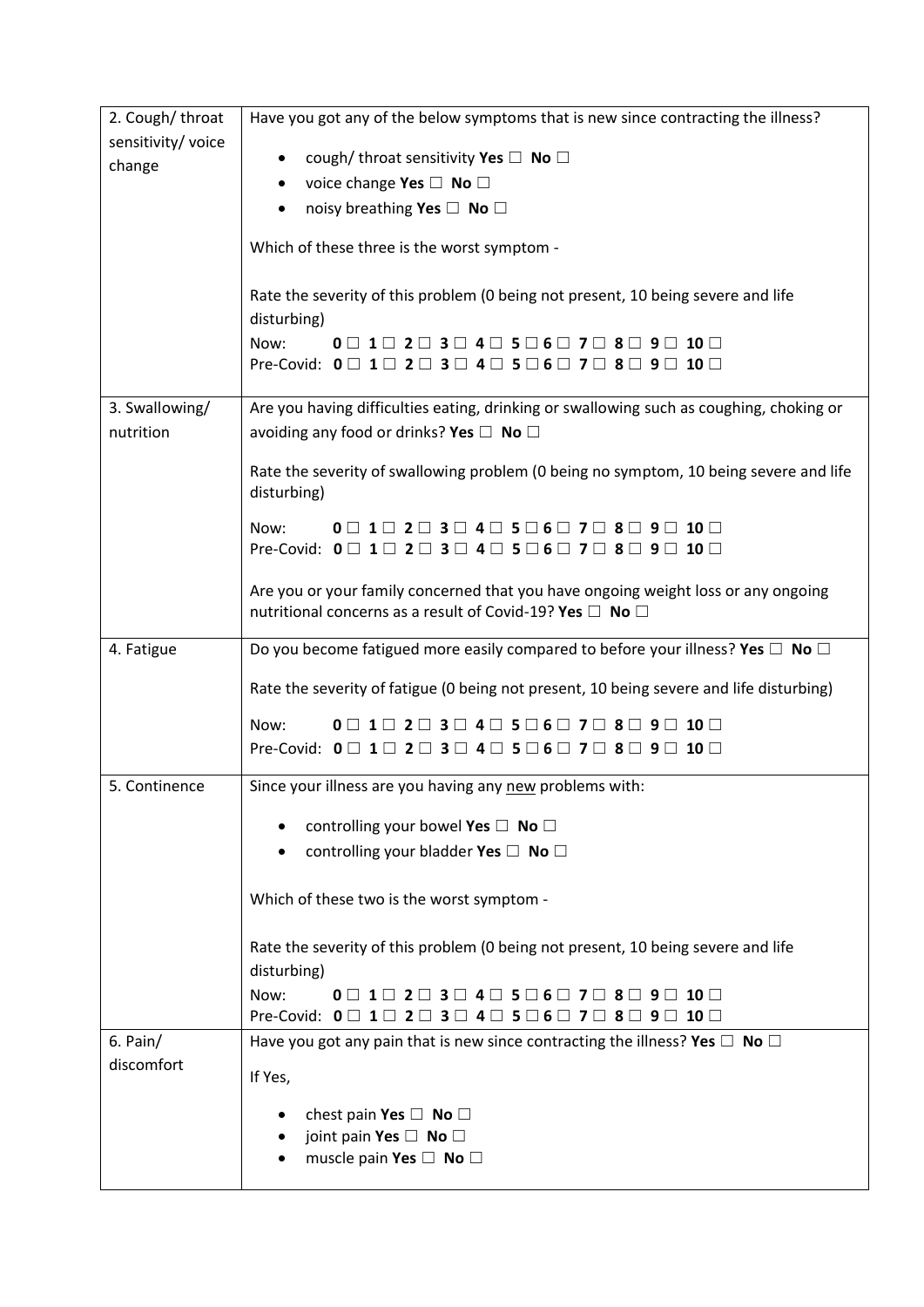| | |
|---|---|
| 2. Cough/ throat sensitivity/ voice change | Have you got any of the below symptoms that is new since contracting the illness?<br><br>• cough/ throat sensitivity **Yes** ☐ **No** ☐<br>• voice change **Yes** ☐ **No** ☐<br>• noisy breathing **Yes** ☐ **No** ☐<br><br>Which of these three is the worst symptom -<br><br>Rate the severity of this problem (0 being not present, 10 being severe and life disturbing)<br>Now: **0** ☐ **1** ☐ **2** ☐ **3** ☐ **4** ☐ **5** ☐ **6** ☐ **7** ☐ **8** ☐ **9** ☐ **10** ☐<br>Pre-Covid: **0** ☐ **1** ☐ **2** ☐ **3** ☐ **4** ☐ **5** ☐ **6** ☐ **7** ☐ **8** ☐ **9** ☐ **10** ☐ |
| 3. Swallowing/ nutrition | Are you having difficulties eating, drinking or swallowing such as coughing, choking or avoiding any food or drinks? **Yes** ☐ **No** ☐<br><br>Rate the severity of swallowing problem (0 being no symptom, 10 being severe and life disturbing)<br><br>Now: **0** ☐ **1** ☐ **2** ☐ **3** ☐ **4** ☐ **5** ☐ **6** ☐ **7** ☐ **8** ☐ **9** ☐ **10** ☐<br>Pre-Covid: **0** ☐ **1** ☐ **2** ☐ **3** ☐ **4** ☐ **5** ☐ **6** ☐ **7** ☐ **8** ☐ **9** ☐ **10** ☐<br><br>Are you or your family concerned that you have ongoing weight loss or any ongoing nutritional concerns as a result of Covid-19? **Yes** ☐ **No** ☐ |
| 4. Fatigue | Do you become fatigued more easily compared to before your illness? **Yes** ☐ **No** ☐<br><br>Rate the severity of fatigue (0 being not present, 10 being severe and life disturbing)<br><br>Now: **0** ☐ **1** ☐ **2** ☐ **3** ☐ **4** ☐ **5** ☐ **6** ☐ **7** ☐ **8** ☐ **9** ☐ **10** ☐<br>Pre-Covid: **0** ☐ **1** ☐ **2** ☐ **3** ☐ **4** ☐ **5** ☐ **6** ☐ **7** ☐ **8** ☐ **9** ☐ **10** ☐ |
| 5. Continence | Since your illness are you having any <u>new</u> problems with:<br><br>• controlling your bowel **Yes** ☐ **No** ☐<br>• controlling your bladder **Yes** ☐ **No** ☐<br><br>Which of these two is the worst symptom -<br><br>Rate the severity of this problem (0 being not present, 10 being severe and life disturbing)<br>Now: **0** ☐ **1** ☐ **2** ☐ **3** ☐ **4** ☐ **5** ☐ **6** ☐ **7** ☐ **8** ☐ **9** ☐ **10** ☐<br>Pre-Covid: **0** ☐ **1** ☐ **2** ☐ **3** ☐ **4** ☐ **5** ☐ **6** ☐ **7** ☐ **8** ☐ **9** ☐ **10** ☐ |
| 6. Pain/ discomfort | Have you got any pain that is new since contracting the illness? **Yes** ☐ **No** ☐<br><br>If Yes,<br><br>• chest pain **Yes** ☐ **No** ☐<br>• joint pain **Yes** ☐ **No** ☐<br>• muscle pain **Yes** ☐ **No** ☐ |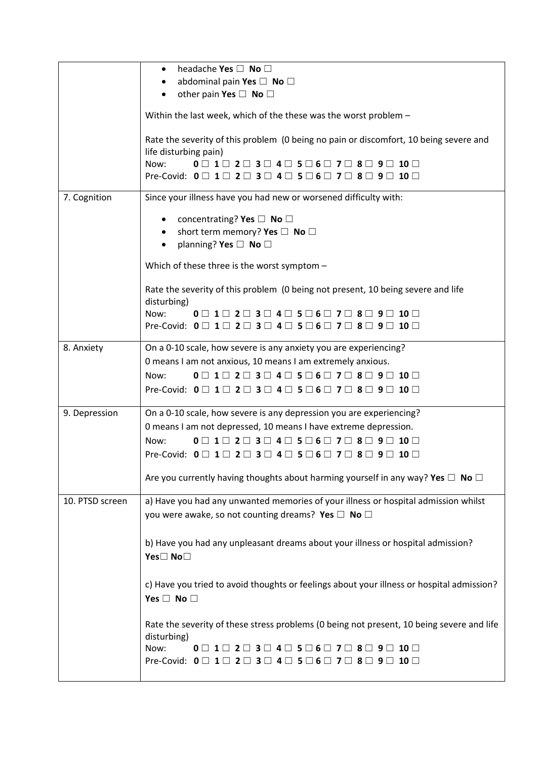| | |
|---|---|
| | • headache **Yes** ☐ **No** ☐<br>• abdominal pain **Yes** ☐ **No** ☐<br>• other pain **Yes** ☐ **No** ☐<br><br>Within the last week, which of the these was the worst problem –<br><br>Rate the severity of this problem (0 being no pain or discomfort, 10 being severe and life disturbing pain)<br>Now: **0** ☐ **1** ☐ **2** ☐ **3** ☐ **4** ☐ **5** ☐ **6** ☐ **7** ☐ **8** ☐ **9** ☐ **10** ☐<br>Pre-Covid: **0** ☐ **1** ☐ **2** ☐ **3** ☐ **4** ☐ **5** ☐ **6** ☐ **7** ☐ **8** ☐ **9** ☐ **10** ☐ |
| 7. Cognition | Since your illness have you had new or worsened difficulty with:<br><br>• concentrating? **Yes** ☐ **No** ☐<br>• short term memory? **Yes** ☐ **No** ☐<br>• planning? **Yes** ☐ **No** ☐<br><br>Which of these three is the worst symptom –<br><br>Rate the severity of this problem (0 being not present, 10 being severe and life disturbing)<br>Now: **0** ☐ **1** ☐ **2** ☐ **3** ☐ **4** ☐ **5** ☐ **6** ☐ **7** ☐ **8** ☐ **9** ☐ **10** ☐<br>Pre-Covid: **0** ☐ **1** ☐ **2** ☐ **3** ☐ **4** ☐ **5** ☐ **6** ☐ **7** ☐ **8** ☐ **9** ☐ **10** ☐ |
| 8. Anxiety | On a 0-10 scale, how severe is any anxiety you are experiencing?<br>0 means I am not anxious, 10 means I am extremely anxious.<br>Now: **0** ☐ **1** ☐ **2** ☐ **3** ☐ **4** ☐ **5** ☐ **6** ☐ **7** ☐ **8** ☐ **9** ☐ **10** ☐<br>Pre-Covid: **0** ☐ **1** ☐ **2** ☐ **3** ☐ **4** ☐ **5** ☐ **6** ☐ **7** ☐ **8** ☐ **9** ☐ **10** ☐ |
| 9. Depression | On a 0-10 scale, how severe is any depression you are experiencing?<br>0 means I am not depressed, 10 means I have extreme depression.<br>Now: **0** ☐ **1** ☐ **2** ☐ **3** ☐ **4** ☐ **5** ☐ **6** ☐ **7** ☐ **8** ☐ **9** ☐ **10** ☐<br>Pre-Covid: **0** ☐ **1** ☐ **2** ☐ **3** ☐ **4** ☐ **5** ☐ **6** ☐ **7** ☐ **8** ☐ **9** ☐ **10** ☐<br><br>Are you currently having thoughts about harming yourself in any way? **Yes** ☐ **No** ☐ |
| 10. PTSD screen | a) Have you had any unwanted memories of your illness or hospital admission whilst you were awake, so not counting dreams? **Yes** ☐ **No** ☐<br><br>b) Have you had any unpleasant dreams about your illness or hospital admission? **Yes**☐ **No**☐<br><br>c) Have you tried to avoid thoughts or feelings about your illness or hospital admission? **Yes** ☐ **No** ☐<br><br>Rate the severity of these stress problems (0 being not present, 10 being severe and life disturbing)<br>Now: **0** ☐ **1** ☐ **2** ☐ **3** ☐ **4** ☐ **5** ☐ **6** ☐ **7** ☐ **8** ☐ **9** ☐ **10** ☐<br>Pre-Covid: **0** ☐ **1** ☐ **2** ☐ **3** ☐ **4** ☐ **5** ☐ **6** ☐ **7** ☐ **8** ☐ **9** ☐ **10** ☐ |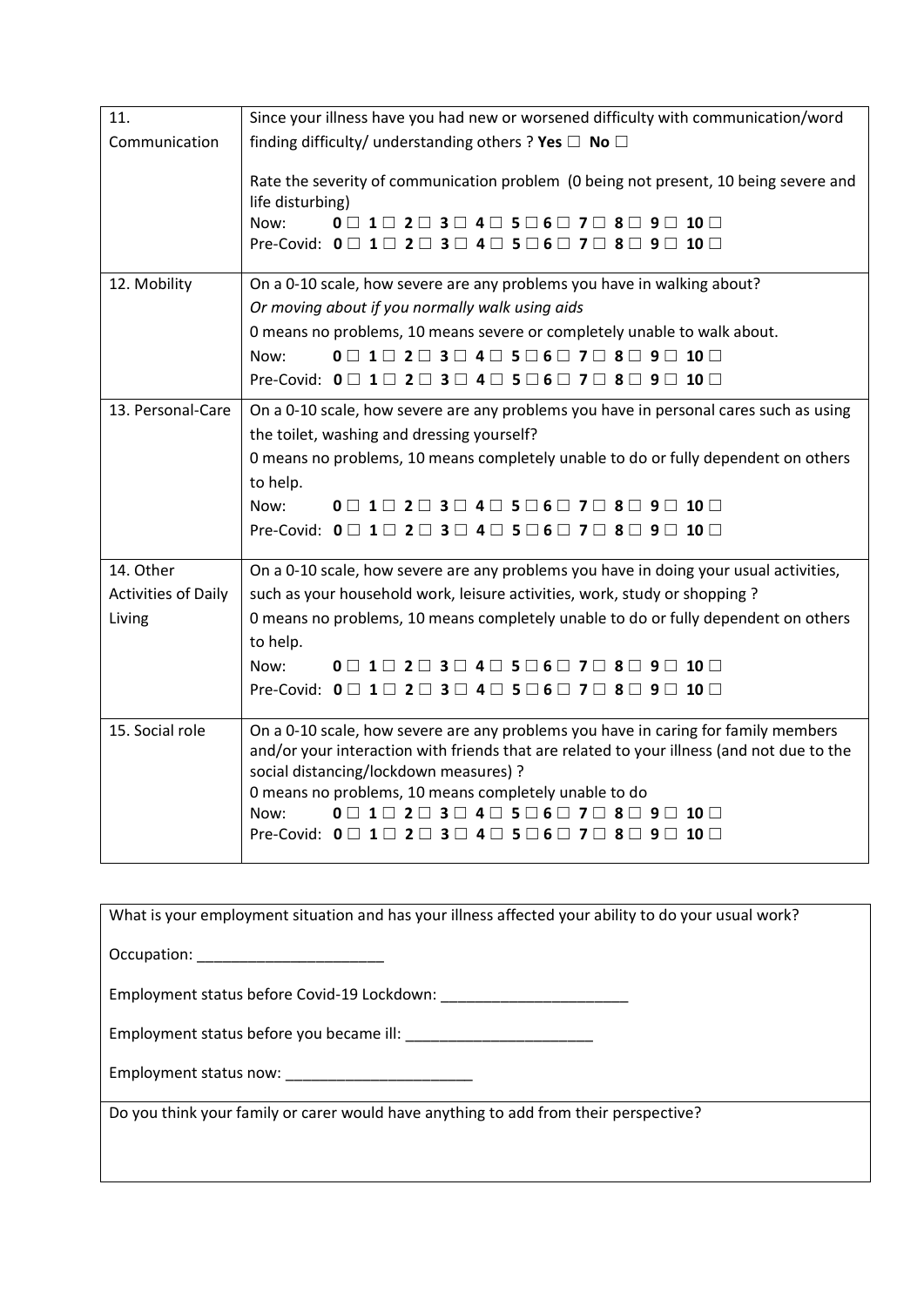| | |
|---|---|
| 11. Communication | Since your illness have you had new or worsened difficulty with communication/word finding difficulty/ understanding others ? **Yes** ☐ **No** ☐<br><br>Rate the severity of communication problem (0 being not present, 10 being severe and life disturbing)<br>Now: **0** ☐ **1** ☐ **2** ☐ **3** ☐ **4** ☐ **5** ☐ **6** ☐ **7** ☐ **8** ☐ **9** ☐ **10** ☐<br>Pre-Covid: **0** ☐ **1** ☐ **2** ☐ **3** ☐ **4** ☐ **5** ☐ **6** ☐ **7** ☐ **8** ☐ **9** ☐ **10** ☐ |
| 12. Mobility | On a 0-10 scale, how severe are any problems you have in walking about?<br>*Or moving about if you normally walk using aids*<br>0 means no problems, 10 means severe or completely unable to walk about.<br>Now: **0** ☐ **1** ☐ **2** ☐ **3** ☐ **4** ☐ **5** ☐ **6** ☐ **7** ☐ **8** ☐ **9** ☐ **10** ☐<br>Pre-Covid: **0** ☐ **1** ☐ **2** ☐ **3** ☐ **4** ☐ **5** ☐ **6** ☐ **7** ☐ **8** ☐ **9** ☐ **10** ☐ |
| 13. Personal-Care | On a 0-10 scale, how severe are any problems you have in personal cares such as using the toilet, washing and dressing yourself?<br>0 means no problems, 10 means completely unable to do or fully dependent on others to help.<br>Now: **0** ☐ **1** ☐ **2** ☐ **3** ☐ **4** ☐ **5** ☐ **6** ☐ **7** ☐ **8** ☐ **9** ☐ **10** ☐<br>Pre-Covid: **0** ☐ **1** ☐ **2** ☐ **3** ☐ **4** ☐ **5** ☐ **6** ☐ **7** ☐ **8** ☐ **9** ☐ **10** ☐ |
| 14. Other Activities of Daily Living | On a 0-10 scale, how severe are any problems you have in doing your usual activities, such as your household work, leisure activities, work, study or shopping ?<br>0 means no problems, 10 means completely unable to do or fully dependent on others to help.<br>Now: **0** ☐ **1** ☐ **2** ☐ **3** ☐ **4** ☐ **5** ☐ **6** ☐ **7** ☐ **8** ☐ **9** ☐ **10** ☐<br>Pre-Covid: **0** ☐ **1** ☐ **2** ☐ **3** ☐ **4** ☐ **5** ☐ **6** ☐ **7** ☐ **8** ☐ **9** ☐ **10** ☐ |
| 15. Social role | On a 0-10 scale, how severe are any problems you have in caring for family members and/or your interaction with friends that are related to your illness (and not due to the social distancing/lockdown measures) ?<br>0 means no problems, 10 means completely unable to do<br>Now: **0** ☐ **1** ☐ **2** ☐ **3** ☐ **4** ☐ **5** ☐ **6** ☐ **7** ☐ **8** ☐ **9** ☐ **10** ☐<br>Pre-Covid: **0** ☐ **1** ☐ **2** ☐ **3** ☐ **4** ☐ **5** ☐ **6** ☐ **7** ☐ **8** ☐ **9** ☐ **10** ☐ |

What is your employment situation and has your illness affected your ability to do your usual work?

Occupation: ______________________

Employment status before Covid-19 Lockdown: ______________________

Employment status before you became ill: ______________________

Employment status now: ______________________

Do you think your family or carer would have anything to add from their perspective?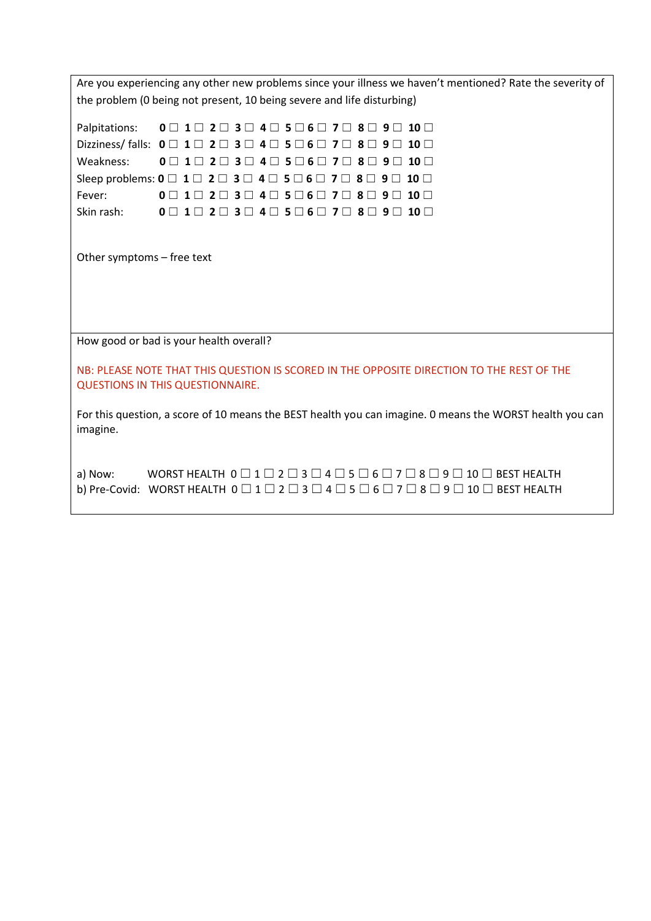Are you experiencing any other new problems since your illness we haven't mentioned? Rate the severity of the problem (0 being not present, 10 being severe and life disturbing)

Palpitations: **0** ☐ **1** ☐ **2** ☐ **3** ☐ **4** ☐ **5** ☐ **6** ☐ **7** ☐ **8** ☐ **9** ☐ **10** ☐
Dizziness/ falls: **0** ☐ **1** ☐ **2** ☐ **3** ☐ **4** ☐ **5** ☐ **6** ☐ **7** ☐ **8** ☐ **9** ☐ **10** ☐
Weakness: **0** ☐ **1** ☐ **2** ☐ **3** ☐ **4** ☐ **5** ☐ **6** ☐ **7** ☐ **8** ☐ **9** ☐ **10** ☐
Sleep problems: **0** ☐ **1** ☐ **2** ☐ **3** ☐ **4** ☐ **5** ☐ **6** ☐ **7** ☐ **8** ☐ **9** ☐ **10** ☐
Fever: **0** ☐ **1** ☐ **2** ☐ **3** ☐ **4** ☐ **5** ☐ **6** ☐ **7** ☐ **8** ☐ **9** ☐ **10** ☐
Skin rash: **0** ☐ **1** ☐ **2** ☐ **3** ☐ **4** ☐ **5** ☐ **6** ☐ **7** ☐ **8** ☐ **9** ☐ **10** ☐

Other symptoms – free text

How good or bad is your health overall?

NB: PLEASE NOTE THAT THIS QUESTION IS SCORED IN THE OPPOSITE DIRECTION TO THE REST OF THE QUESTIONS IN THIS QUESTIONNAIRE.

For this question, a score of 10 means the BEST health you can imagine. 0 means the WORST health you can imagine.

a) Now: WORST HEALTH 0 ☐ 1 ☐ 2 ☐ 3 ☐ 4 ☐ 5 ☐ 6 ☐ 7 ☐ 8 ☐ 9 ☐ 10 ☐ BEST HEALTH
b) Pre-Covid: WORST HEALTH 0 ☐ 1 ☐ 2 ☐ 3 ☐ 4 ☐ 5 ☐ 6 ☐ 7 ☐ 8 ☐ 9 ☐ 10 ☐ BEST HEALTH